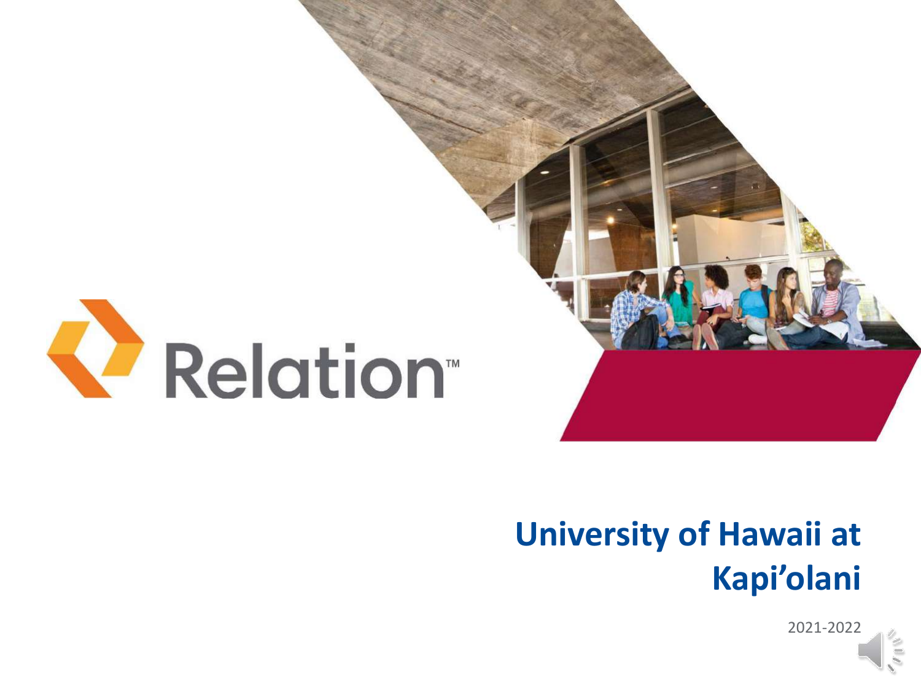Relation™

# University of Hawaii at Kapi'olani

2021-2022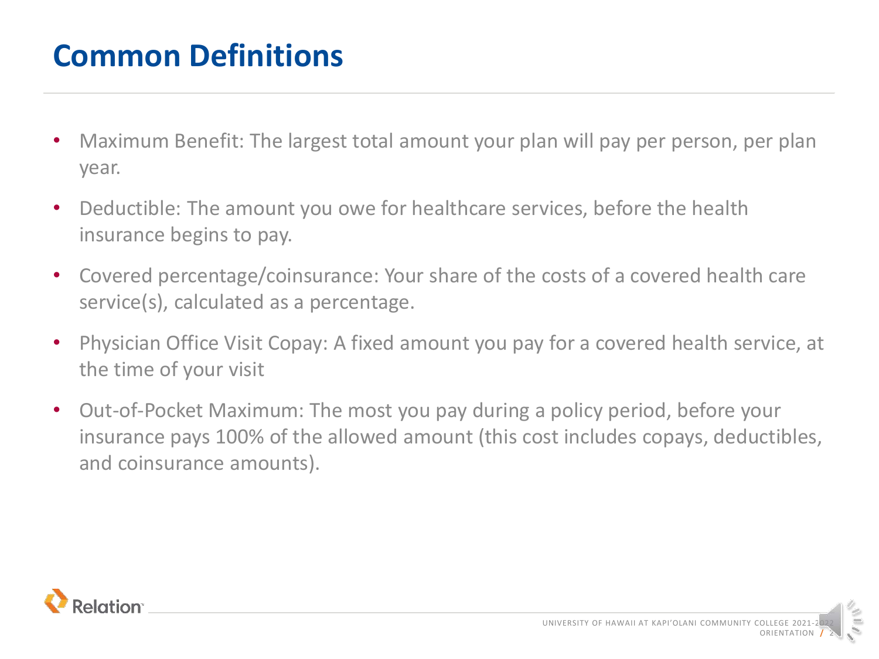# Common Definitions

- Maximum Benefit: The largest total amount your plan will pay per person, per plan year.
- Deductible: The amount you owe for healthcare services, before the health insurance begins to pay.
- Covered percentage/coinsurance: Your share of the costs of a covered health care service(s), calculated as a percentage.
- Physician Office Visit Copay: A fixed amount you pay for a covered health service, at the time of your visit
- Out-of-Pocket Maximum: The most you pay during a policy period, before your insurance pays 100% of the allowed amount (this cost includes copays, deductibles, and coinsurance amounts).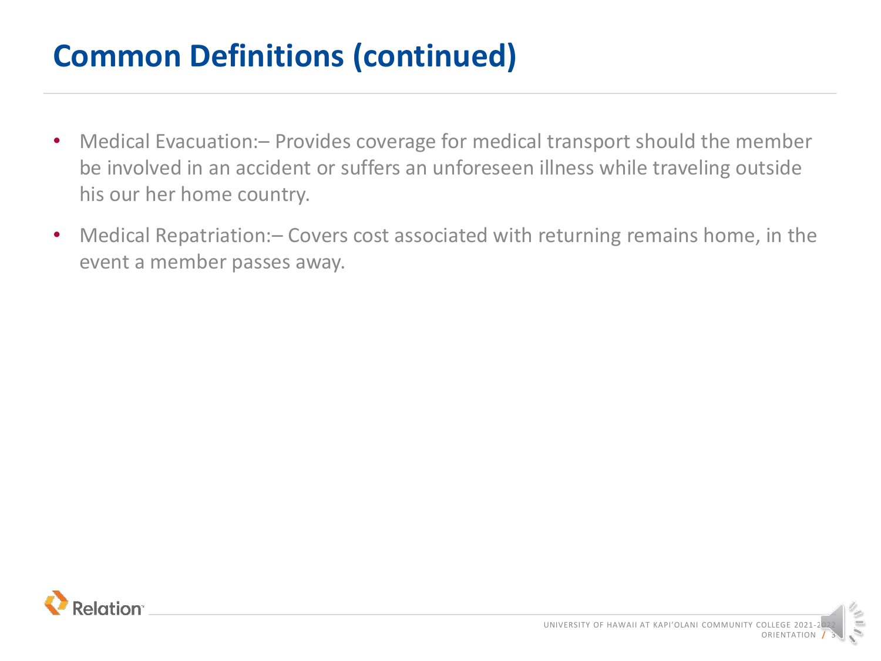# Common Definitions (continued)

- Medical Evacuation:– Provides coverage for medical transport should the member be involved in an accident or suffers an unforeseen illness while traveling outside his our her home country.
- Medical Repatriation:– Covers cost associated with returning remains home, in the event a member passes away.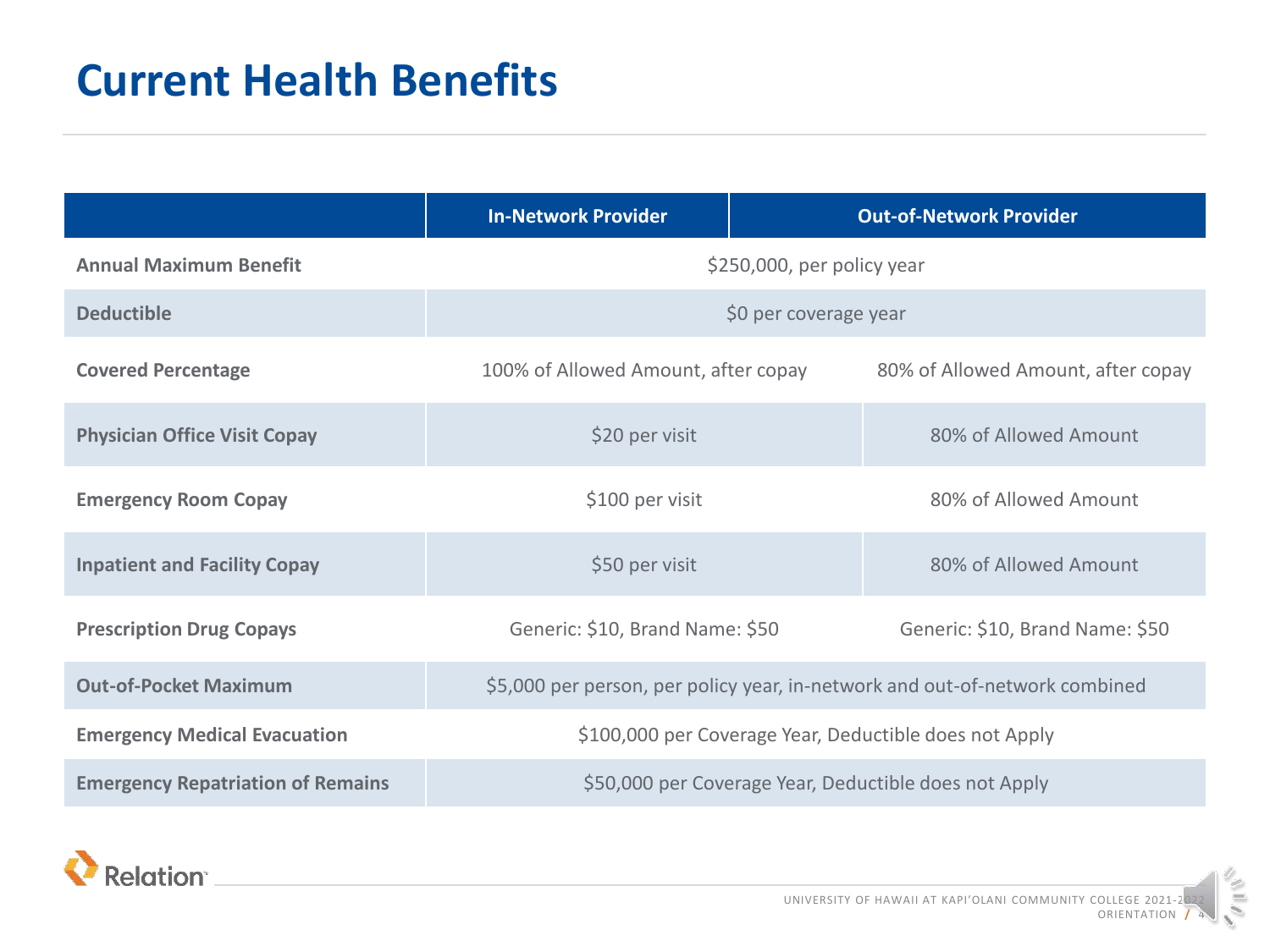# Current Health Benefits

| | In-Network Provider | Out-of-Network Provider |
|---|---|---|
| **Annual Maximum Benefit** | $250,000, per policy year | |
| **Deductible** | $0 per coverage year | |
| **Covered Percentage** | 100% of Allowed Amount, after copay | 80% of Allowed Amount, after copay |
| **Physician Office Visit Copay** | $20 per visit | 80% of Allowed Amount |
| **Emergency Room Copay** | $100 per visit | 80% of Allowed Amount |
| **Inpatient and Facility Copay** | $50 per visit | 80% of Allowed Amount |
| **Prescription Drug Copays** | Generic: $10, Brand Name: $50 | Generic: $10, Brand Name: $50 |
| **Out-of-Pocket Maximum** | $5,000 per person, per policy year, in-network and out-of-network combined | |
| **Emergency Medical Evacuation** | $100,000 per Coverage Year, Deductible does not Apply | |
| **Emergency Repatriation of Remains** | $50,000 per Coverage Year, Deductible does not Apply | |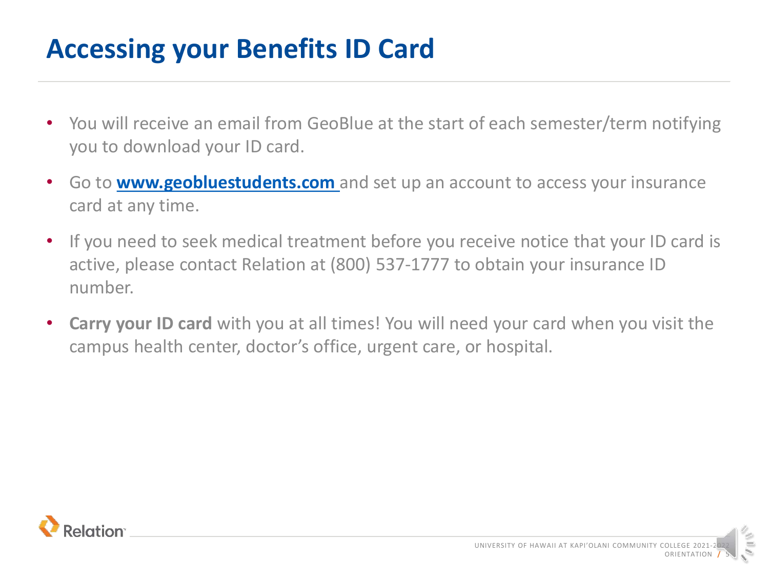# Accessing your Benefits ID Card

- You will receive an email from GeoBlue at the start of each semester/term notifying you to download your ID card.
- Go to **www.geobluestudents.com** and set up an account to access your insurance card at any time.
- If you need to seek medical treatment before you receive notice that your ID card is active, please contact Relation at (800) 537-1777 to obtain your insurance ID number.
- **Carry your ID card** with you at all times! You will need your card when you visit the campus health center, doctor's office, urgent care, or hospital.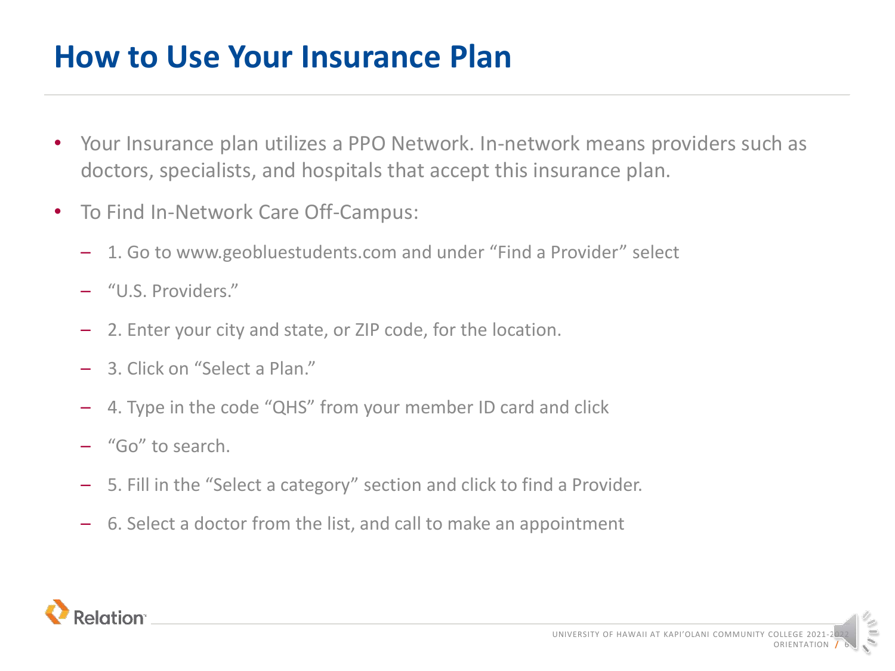# How to Use Your Insurance Plan

- Your Insurance plan utilizes a PPO Network. In-network means providers such as doctors, specialists, and hospitals that accept this insurance plan.
- To Find In-Network Care Off-Campus:
  - 1. Go to www.geobluestudents.com and under "Find a Provider" select
  - "U.S. Providers."
  - 2. Enter your city and state, or ZIP code, for the location.
  - 3. Click on "Select a Plan."
  - 4. Type in the code "QHS" from your member ID card and click
  - "Go" to search.
  - 5. Fill in the "Select a category" section and click to find a Provider.
  - 6. Select a doctor from the list, and call to make an appointment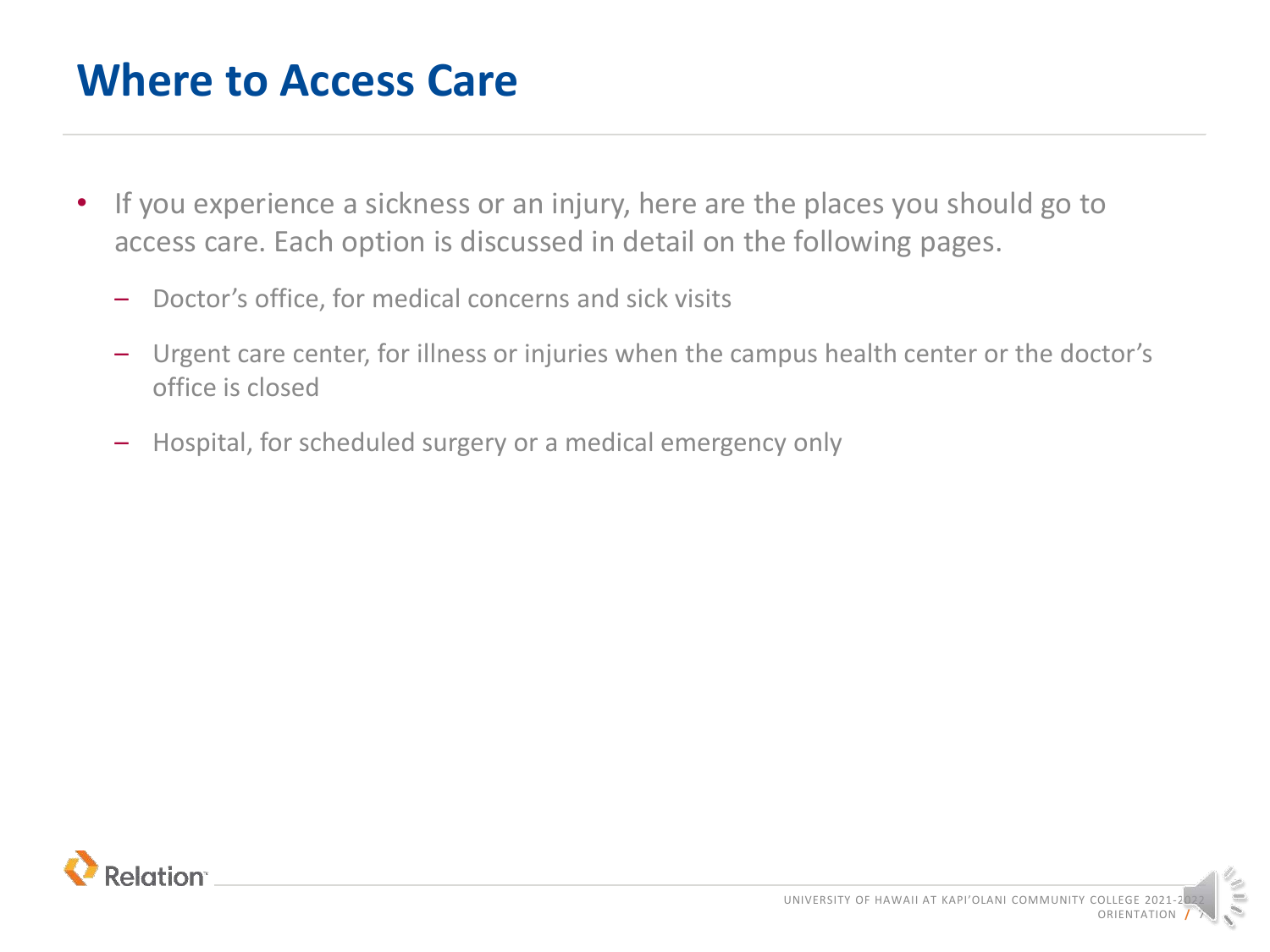# Where to Access Care

- If you experience a sickness or an injury, here are the places you should go to access care. Each option is discussed in detail on the following pages.
  - Doctor's office, for medical concerns and sick visits
  - Urgent care center, for illness or injuries when the campus health center or the doctor's office is closed
  - Hospital, for scheduled surgery or a medical emergency only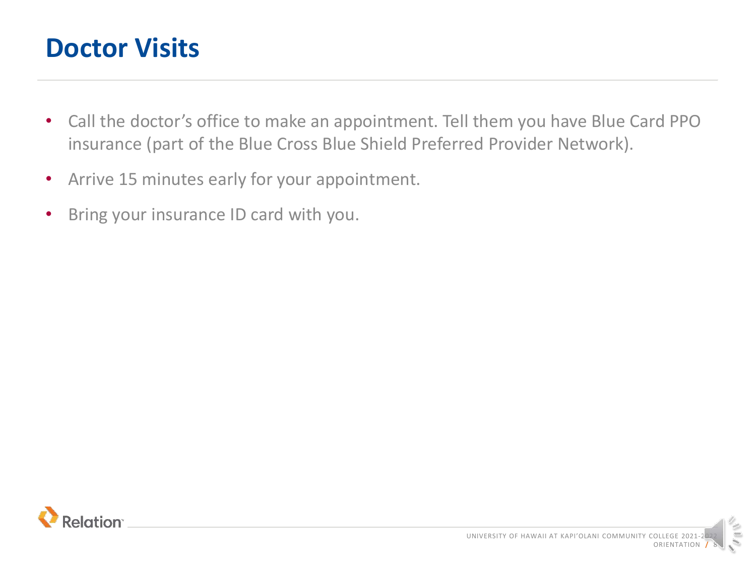# Doctor Visits

- Call the doctor's office to make an appointment. Tell them you have Blue Card PPO insurance (part of the Blue Cross Blue Shield Preferred Provider Network).
- Arrive 15 minutes early for your appointment.
- Bring your insurance ID card with you.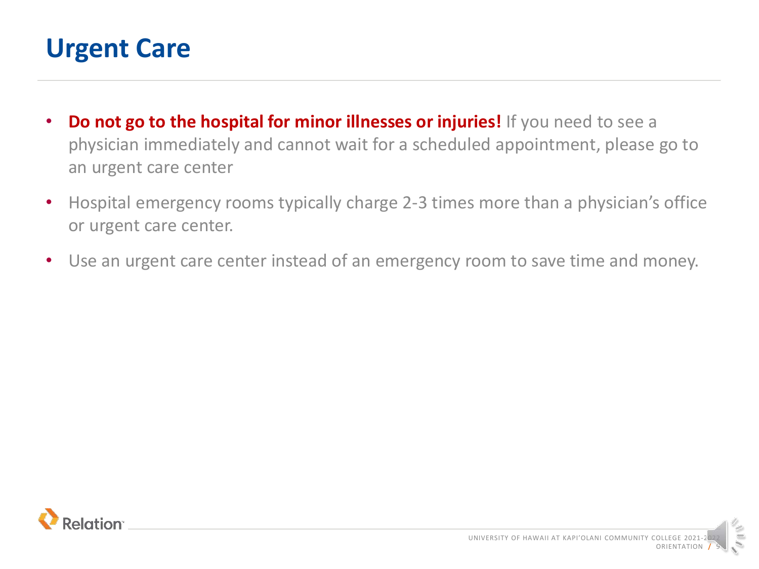# Urgent Care

- **Do not go to the hospital for minor illnesses or injuries!** If you need to see a physician immediately and cannot wait for a scheduled appointment, please go to an urgent care center
- Hospital emergency rooms typically charge 2-3 times more than a physician's office or urgent care center.
- Use an urgent care center instead of an emergency room to save time and money.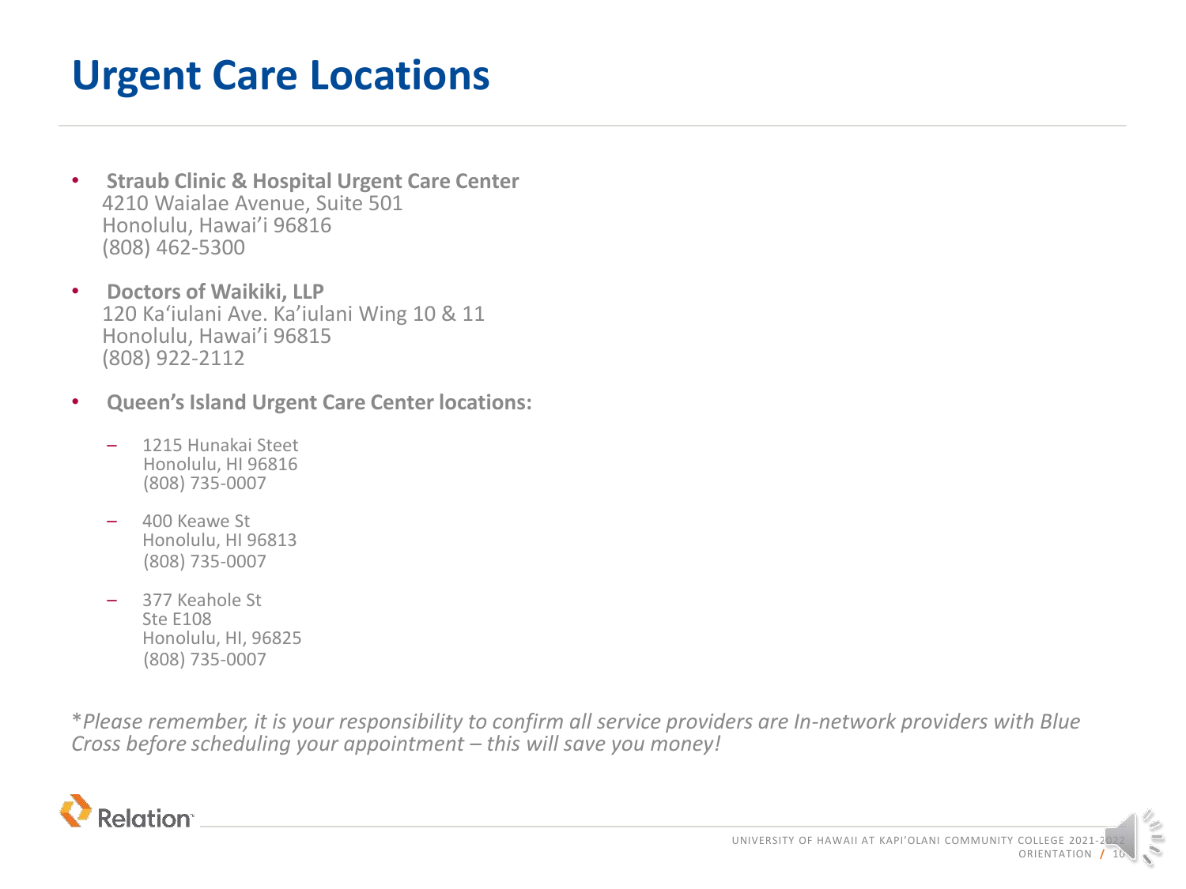# Urgent Care Locations

- **Straub Clinic & Hospital Urgent Care Center**
  4210 Waialae Avenue, Suite 501
  Honolulu, Hawai'i 96816
  (808) 462-5300

- **Doctors of Waikiki, LLP**
  120 Ka'iulani Ave. Ka'iulani Wing 10 & 11
  Honolulu, Hawai'i 96815
  (808) 922-2112

- **Queen's Island Urgent Care Center locations:**
  - 1215 Hunakai Steet
    Honolulu, HI 96816
    (808) 735-0007
  - 400 Keawe St
    Honolulu, HI 96813
    (808) 735-0007
  - 377 Keahole St
    Ste E108
    Honolulu, HI, 96825
    (808) 735-0007

*\*Please remember, it is your responsibility to confirm all service providers are In-network providers with Blue Cross before scheduling your appointment – this will save you money!*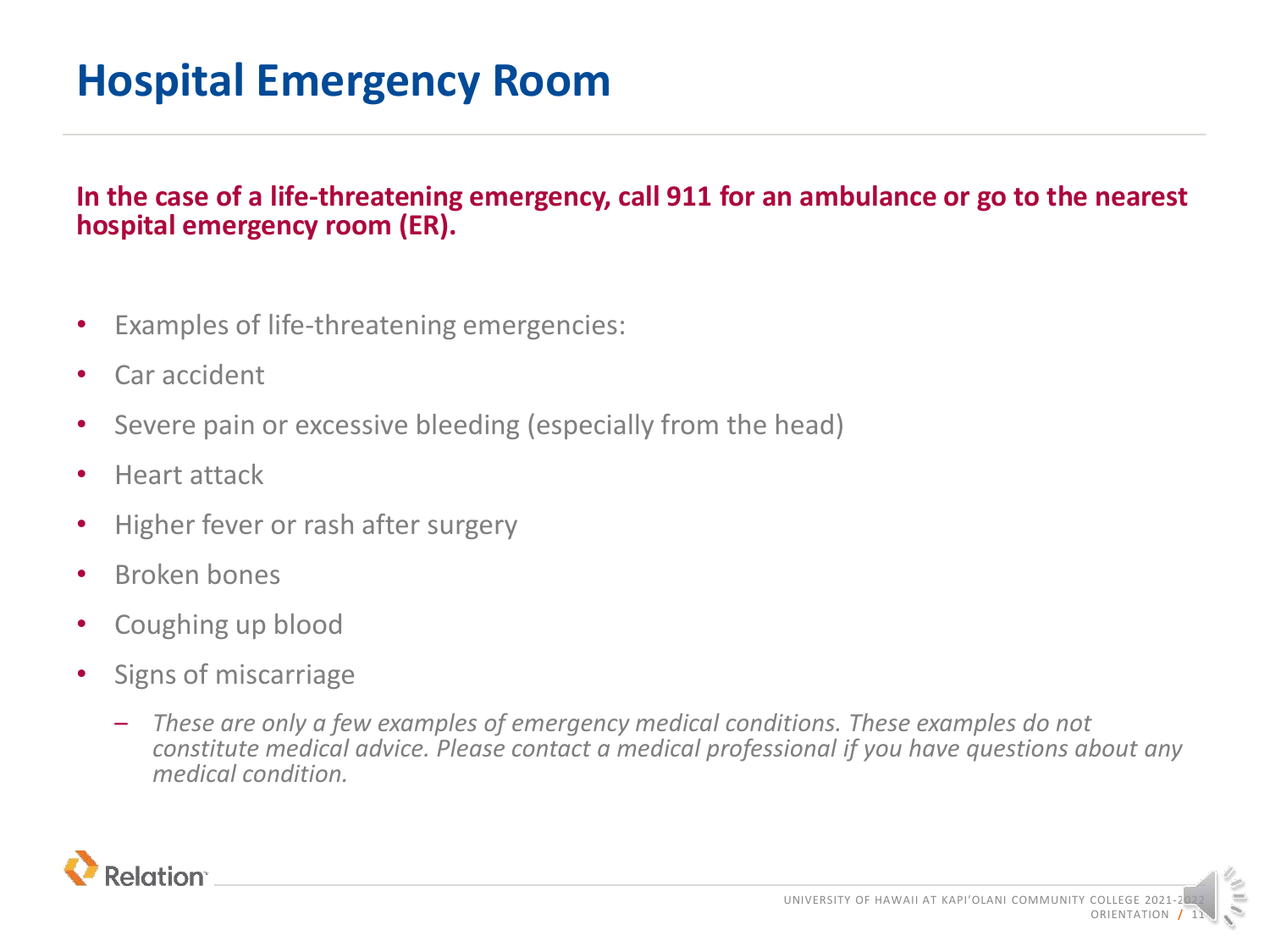# Hospital Emergency Room

**In the case of a life-threatening emergency, call 911 for an ambulance or go to the nearest hospital emergency room (ER).**

- Examples of life-threatening emergencies:
- Car accident
- Severe pain or excessive bleeding (especially from the head)
- Heart attack
- Higher fever or rash after surgery
- Broken bones
- Coughing up blood
- Signs of miscarriage
  - *These are only a few examples of emergency medical conditions. These examples do not constitute medical advice. Please contact a medical professional if you have questions about any medical condition.*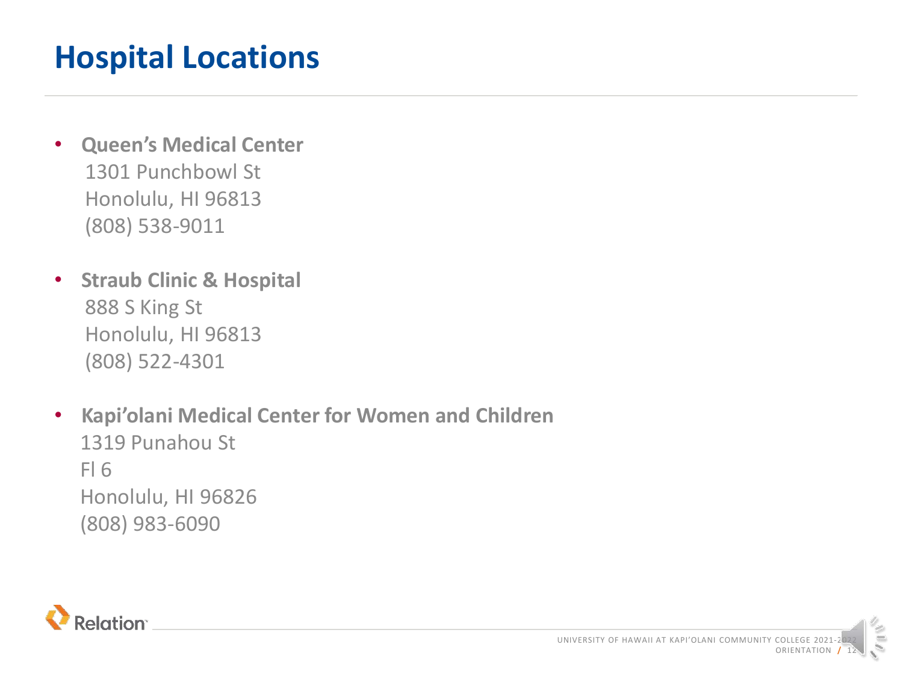# Hospital Locations

- **Queen's Medical Center**
  1301 Punchbowl St
  Honolulu, HI 96813
  (808) 538-9011

- **Straub Clinic & Hospital**
  888 S King St
  Honolulu, HI 96813
  (808) 522-4301

- **Kapi'olani Medical Center for Women and Children**
  1319 Punahou St
  Fl 6
  Honolulu, HI 96826
  (808) 983-6090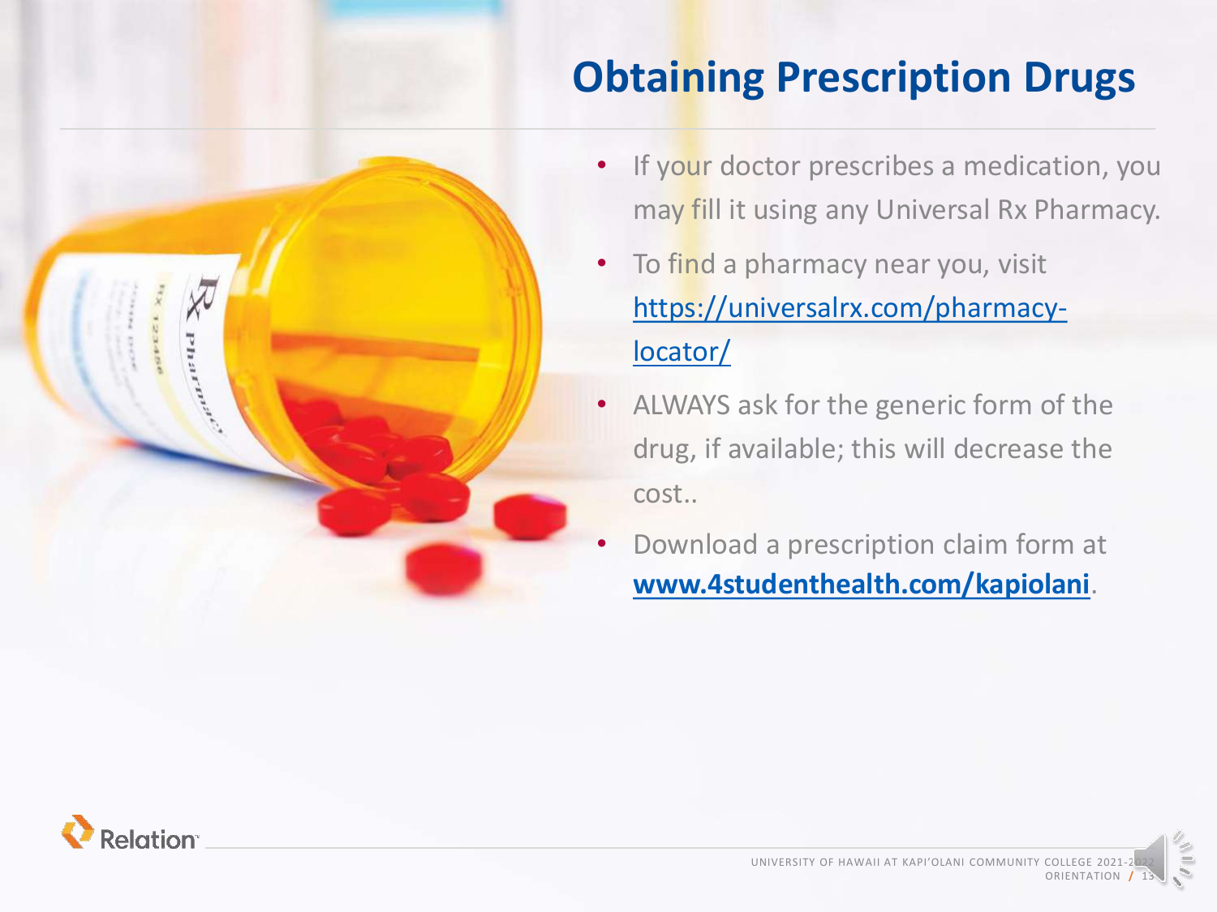# Obtaining Prescription Drugs

- If your doctor prescribes a medication, you may fill it using any Universal Rx Pharmacy.
- To find a pharmacy near you, visit https://universalrx.com/pharmacy-locator/
- ALWAYS ask for the generic form of the drug, if available; this will decrease the cost..
- Download a prescription claim form at **www.4studenthealth.com/kapiolani**.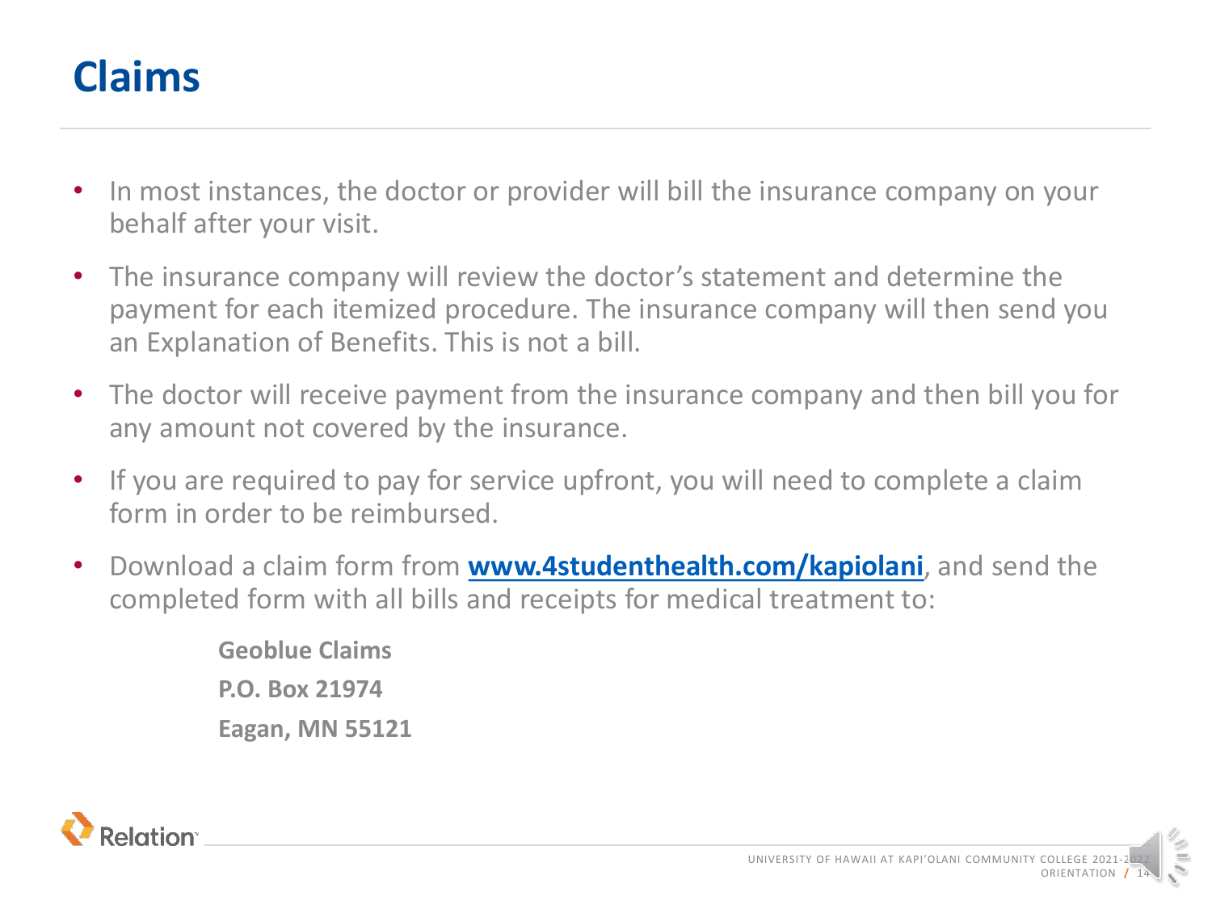# Claims

- In most instances, the doctor or provider will bill the insurance company on your behalf after your visit.
- The insurance company will review the doctor's statement and determine the payment for each itemized procedure. The insurance company will then send you an Explanation of Benefits. This is not a bill.
- The doctor will receive payment from the insurance company and then bill you for any amount not covered by the insurance.
- If you are required to pay for service upfront, you will need to complete a claim form in order to be reimbursed.
- Download a claim form from **www.4studenthealth.com/kapiolani**, and send the completed form with all bills and receipts for medical treatment to:

  **Geoblue Claims**
  **P.O. Box 21974**
  **Eagan, MN 55121**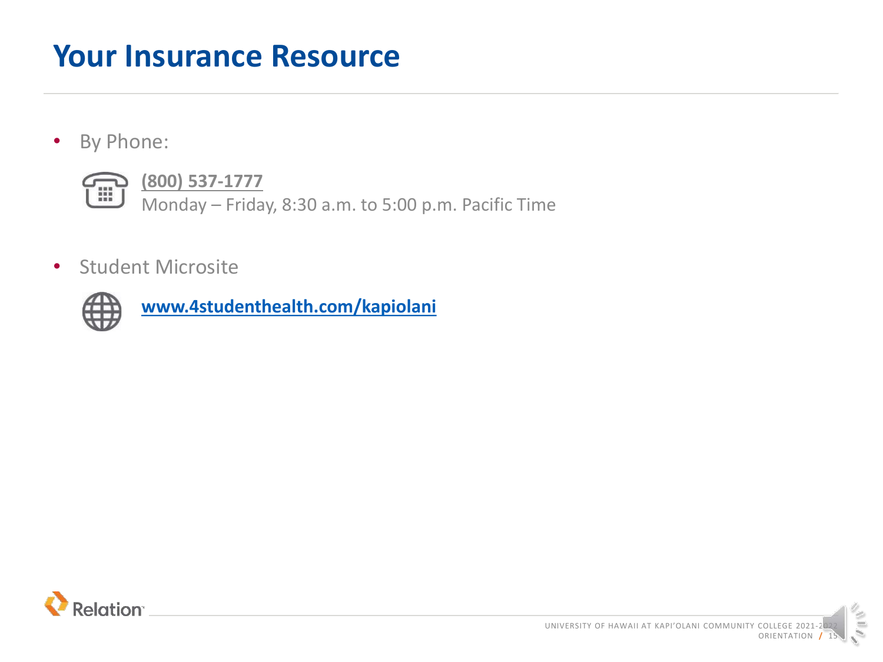# Your Insurance Resource

- By Phone:

  **(800) 537-1777**
  Monday – Friday, 8:30 a.m. to 5:00 p.m. Pacific Time

- Student Microsite

  **www.4studenthealth.com/kapiolani**